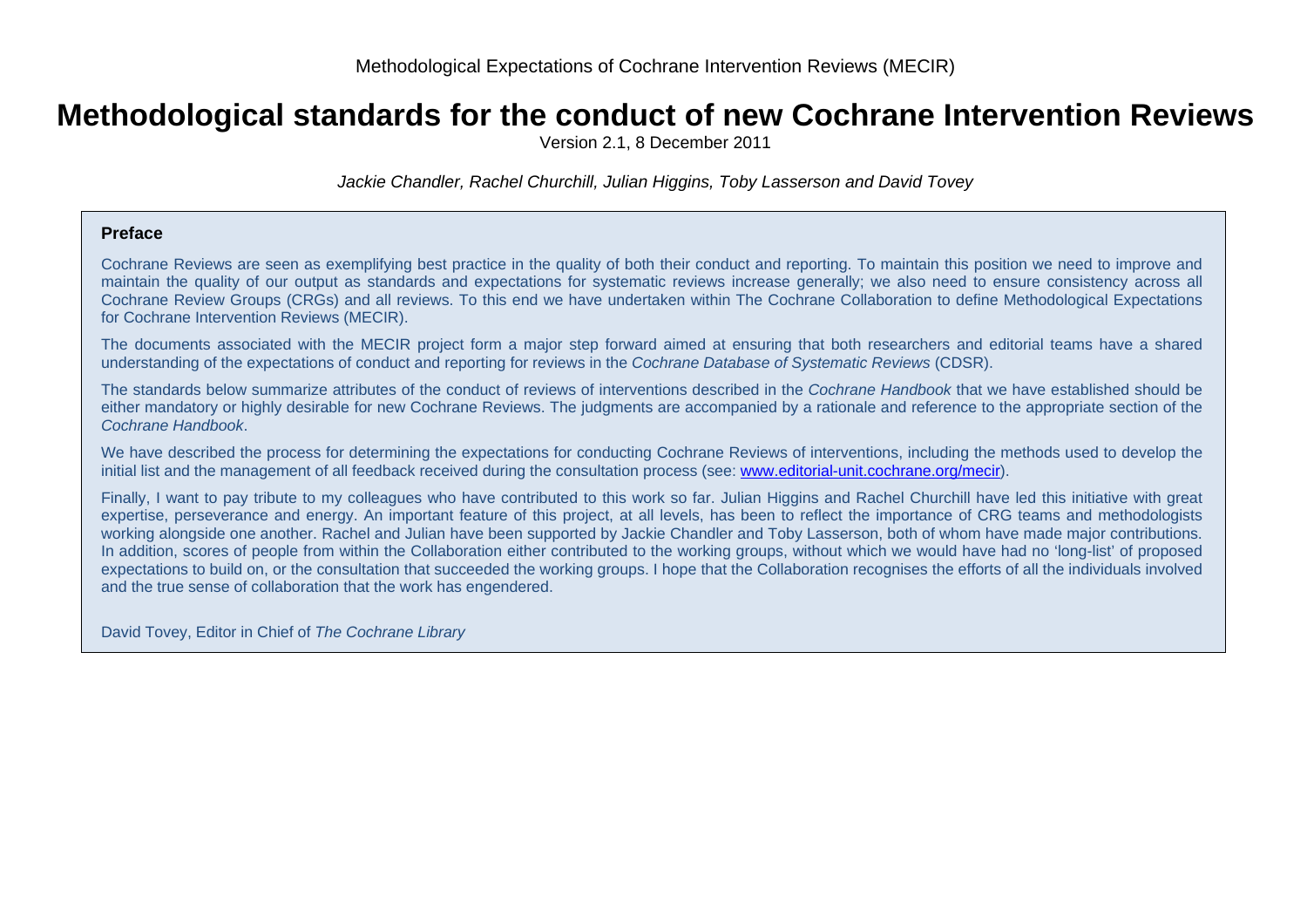Methodological Expectations of Cochrane Intervention Reviews (MECIR)

# Methodological standards for the conduct of new Cochrane Intervention Reviews

Version 2.1, 8 December 2011

*Jackie Chandler, Rachel Churchill, Julian Higgins, Toby Lasserson and David Tovey*

## Preface

Cochrane Reviews are seen as exemplifying best practice in the quality of both their conduct and reporting. To maintain this position we need to improve and maintain the quality of our output as standards and expectations for systematic reviews increase generally; we also need to ensure consistency across all Cochrane Review Groups (CRGs) and all reviews. To this end we have undertaken within The Cochrane Collaboration to define Methodological Expectations for Cochrane Intervention Reviews (MECIR).

The documents associated with the MECIR project form a major step forward aimed at ensuring that both researchers and editorial teams have a shared understanding of the expectations of conduct and reporting for reviews in the *Cochrane Database of Systematic Reviews* (CDSR).

The standards below summarize attributes of the conduct of reviews of interventions described in the *Cochrane Handbook* that we have established should be either mandatory or highly desirable for new Cochrane Reviews. The judgments are accompanied by a rationale and reference to the appropriate section of the *Cochrane Handbook*.

We have described the process for determining the expectations for conducting Cochrane Reviews of interventions, including the methods used to develop the initial list and the management of all feedback received during the consultation process (see: [www.editorial-unit.cochrane.org/mecir](www.editorial-unit.cochrane.org/mecir)).

Finally, I want to pay tribute to my colleagues who have contributed to this work so far. Julian Higgins and Rachel Churchill have led this initiative with great expertise, perseverance and energy. An important feature of this project, at all levels, has been to reflect the importance of CRG teams and methodologists working alongside one another. Rachel and Julian have been supported by Jackie Chandler and Toby Lasserson, both of whom have made major contributions. In addition, scores of people from within the Collaboration either contributed to the working groups, without which we would have had no 'long-list' of proposed expectations to build on, or the consultation that succeeded the working groups. I hope that the Collaboration recognises the efforts of all the individuals involved and the true sense of collaboration that the work has engendered.

David Tovey, Editor in Chief of *The Cochrane Library*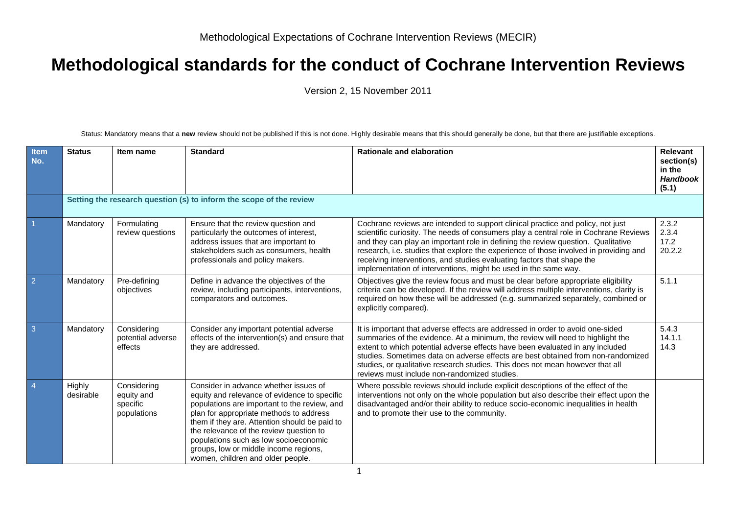Methodological Expectations of Cochrane Intervention Reviews (MECIR)

# Methodological standards for the conduct of Cochrane Intervention Reviews

Version 2, 15 November 2011

Status: Mandatory means that a **new** review should not be published if this is not done. Highly desirable means that this should generally be done, but that there are justifiable exceptions.

| Item No. | Status | Item name | Standard | Rationale and elaboration | Relevant section(s) in the *Handbook* (5.1) |
|---|---|---|---|---|---|
| | **Setting the research question (s) to inform the scope of the review** | | | | |
| 1 | Mandatory | Formulating review questions | Ensure that the review question and particularly the outcomes of interest, address issues that are important to stakeholders such as consumers, health professionals and policy makers. | Cochrane reviews are intended to support clinical practice and policy, not just scientific curiosity. The needs of consumers play a central role in Cochrane Reviews and they can play an important role in defining the review question. Qualitative research, i.e. studies that explore the experience of those involved in providing and receiving interventions, and studies evaluating factors that shape the implementation of interventions, might be used in the same way. | 2.3.2 2.3.4 17.2 20.2.2 |
| 2 | Mandatory | Pre-defining objectives | Define in advance the objectives of the review, including participants, interventions, comparators and outcomes. | Objectives give the review focus and must be clear before appropriate eligibility criteria can be developed. If the review will address multiple interventions, clarity is required on how these will be addressed (e.g. summarized separately, combined or explicitly compared). | 5.1.1 |
| 3 | Mandatory | Considering potential adverse effects | Consider any important potential adverse effects of the intervention(s) and ensure that they are addressed. | It is important that adverse effects are addressed in order to avoid one-sided summaries of the evidence. At a minimum, the review will need to highlight the extent to which potential adverse effects have been evaluated in any included studies. Sometimes data on adverse effects are best obtained from non-randomized studies, or qualitative research studies. This does not mean however that all reviews must include non-randomized studies. | 5.4.3 14.1.1 14.3 |
| 4 | Highly desirable | Considering equity and specific populations | Consider in advance whether issues of equity and relevance of evidence to specific populations are important to the review, and plan for appropriate methods to address them if they are. Attention should be paid to the relevance of the review question to populations such as low socioeconomic groups, low or middle income regions, women, children and older people. | Where possible reviews should include explicit descriptions of the effect of the interventions not only on the whole population but also describe their effect upon the disadvantaged and/or their ability to reduce socio-economic inequalities in health and to promote their use to the community. | |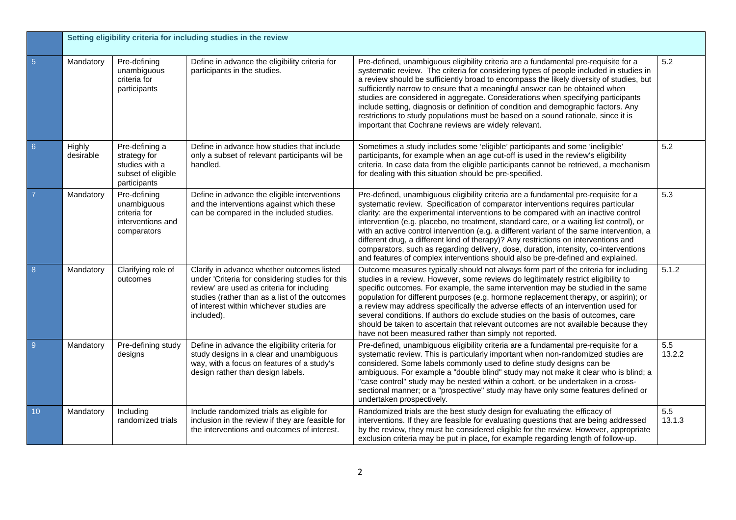| | Setting eligibility criteria for including studies in the review | | | | |
|---|---|---|---|---|---|
| 5 | Mandatory | Pre-defining unambiguous criteria for participants | Define in advance the eligibility criteria for participants in the studies. | Pre-defined, unambiguous eligibility criteria are a fundamental pre-requisite for a systematic review. The criteria for considering types of people included in studies in a review should be sufficiently broad to encompass the likely diversity of studies, but sufficiently narrow to ensure that a meaningful answer can be obtained when studies are considered in aggregate. Considerations when specifying participants include setting, diagnosis or definition of condition and demographic factors. Any restrictions to study populations must be based on a sound rationale, since it is important that Cochrane reviews are widely relevant. | 5.2 |
| 6 | Highly desirable | Pre-defining a strategy for studies with a subset of eligible participants | Define in advance how studies that include only a subset of relevant participants will be handled. | Sometimes a study includes some 'eligible' participants and some 'ineligible' participants, for example when an age cut-off is used in the review's eligibility criteria. In case data from the eligible participants cannot be retrieved, a mechanism for dealing with this situation should be pre-specified. | 5.2 |
| 7 | Mandatory | Pre-defining unambiguous criteria for interventions and comparators | Define in advance the eligible interventions and the interventions against which these can be compared in the included studies. | Pre-defined, unambiguous eligibility criteria are a fundamental pre-requisite for a systematic review. Specification of comparator interventions requires particular clarity: are the experimental interventions to be compared with an inactive control intervention (e.g. placebo, no treatment, standard care, or a waiting list control), or with an active control intervention (e.g. a different variant of the same intervention, a different drug, a different kind of therapy)? Any restrictions on interventions and comparators, such as regarding delivery, dose, duration, intensity, co-interventions and features of complex interventions should also be pre-defined and explained. | 5.3 |
| 8 | Mandatory | Clarifying role of outcomes | Clarify in advance whether outcomes listed under 'Criteria for considering studies for this review' are used as criteria for including studies (rather than as a list of the outcomes of interest within whichever studies are included). | Outcome measures typically should not always form part of the criteria for including studies in a review. However, some reviews do legitimately restrict eligibility to specific outcomes. For example, the same intervention may be studied in the same population for different purposes (e.g. hormone replacement therapy, or aspirin); or a review may address specifically the adverse effects of an intervention used for several conditions. If authors do exclude studies on the basis of outcomes, care should be taken to ascertain that relevant outcomes are not available because they have not been measured rather than simply not reported. | 5.1.2 |
| 9 | Mandatory | Pre-defining study designs | Define in advance the eligibility criteria for study designs in a clear and unambiguous way, with a focus on features of a study's design rather than design labels. | Pre-defined, unambiguous eligibility criteria are a fundamental pre-requisite for a systematic review. This is particularly important when non-randomized studies are considered. Some labels commonly used to define study designs can be ambiguous. For example a "double blind" study may not make it clear who is blind; a "case control" study may be nested within a cohort, or be undertaken in a cross-sectional manner; or a "prospective" study may have only some features defined or undertaken prospectively. | 5.5 13.2.2 |
| 10 | Mandatory | Including randomized trials | Include randomized trials as eligible for inclusion in the review if they are feasible for the interventions and outcomes of interest. | Randomized trials are the best study design for evaluating the efficacy of interventions. If they are feasible for evaluating questions that are being addressed by the review, they must be considered eligible for the review. However, appropriate exclusion criteria may be put in place, for example regarding length of follow-up. | 5.5 13.1.3 |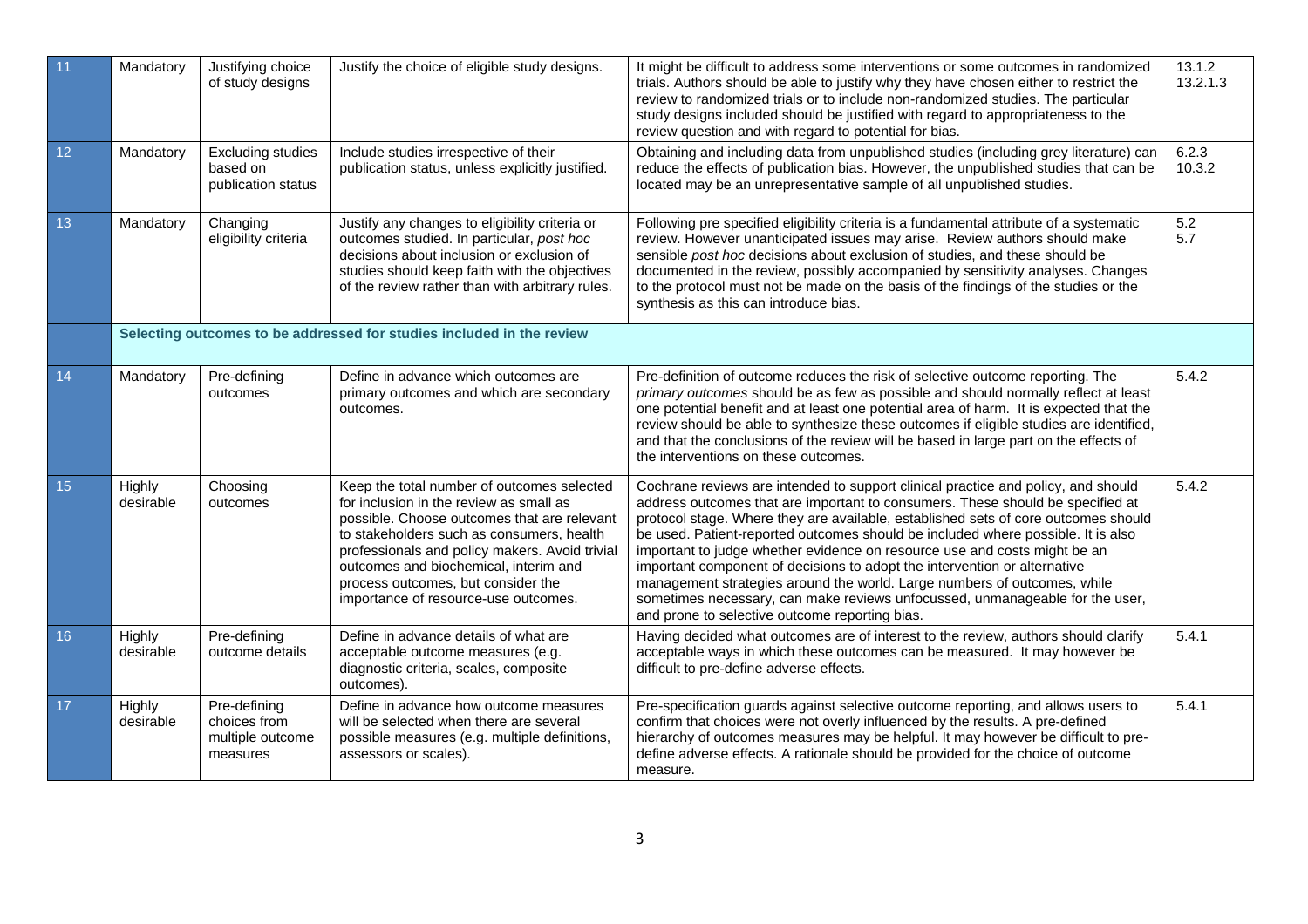| | | | | | |
|---|---|---|---|---|---|
| 11 | Mandatory | Justifying choice of study designs | Justify the choice of eligible study designs. | It might be difficult to address some interventions or some outcomes in randomized trials. Authors should be able to justify why they have chosen either to restrict the review to randomized trials or to include non-randomized studies. The particular study designs included should be justified with regard to appropriateness to the review question and with regard to potential for bias. | 13.1.2 13.2.1.3 |
| 12 | Mandatory | Excluding studies based on publication status | Include studies irrespective of their publication status, unless explicitly justified. | Obtaining and including data from unpublished studies (including grey literature) can reduce the effects of publication bias. However, the unpublished studies that can be located may be an unrepresentative sample of all unpublished studies. | 6.2.3 10.3.2 |
| 13 | Mandatory | Changing eligibility criteria | Justify any changes to eligibility criteria or outcomes studied. In particular, *post hoc* decisions about inclusion or exclusion of studies should keep faith with the objectives of the review rather than with arbitrary rules. | Following pre specified eligibility criteria is a fundamental attribute of a systematic review. However unanticipated issues may arise. Review authors should make sensible *post hoc* decisions about exclusion of studies, and these should be documented in the review, possibly accompanied by sensitivity analyses. Changes to the protocol must not be made on the basis of the findings of the studies or the synthesis as this can introduce bias. | 5.2 5.7 |
| | **Selecting outcomes to be addressed for studies included in the review** | | | | |
| 14 | Mandatory | Pre-defining outcomes | Define in advance which outcomes are primary outcomes and which are secondary outcomes. | Pre-definition of outcome reduces the risk of selective outcome reporting. The *primary outcomes* should be as few as possible and should normally reflect at least one potential benefit and at least one potential area of harm. It is expected that the review should be able to synthesize these outcomes if eligible studies are identified, and that the conclusions of the review will be based in large part on the effects of the interventions on these outcomes. | 5.4.2 |
| 15 | Highly desirable | Choosing outcomes | Keep the total number of outcomes selected for inclusion in the review as small as possible. Choose outcomes that are relevant to stakeholders such as consumers, health professionals and policy makers. Avoid trivial outcomes and biochemical, interim and process outcomes, but consider the importance of resource-use outcomes. | Cochrane reviews are intended to support clinical practice and policy, and should address outcomes that are important to consumers. These should be specified at protocol stage. Where they are available, established sets of core outcomes should be used. Patient-reported outcomes should be included where possible. It is also important to judge whether evidence on resource use and costs might be an important component of decisions to adopt the intervention or alternative management strategies around the world. Large numbers of outcomes, while sometimes necessary, can make reviews unfocussed, unmanageable for the user, and prone to selective outcome reporting bias. | 5.4.2 |
| 16 | Highly desirable | Pre-defining outcome details | Define in advance details of what are acceptable outcome measures (e.g. diagnostic criteria, scales, composite outcomes). | Having decided what outcomes are of interest to the review, authors should clarify acceptable ways in which these outcomes can be measured. It may however be difficult to pre-define adverse effects. | 5.4.1 |
| 17 | Highly desirable | Pre-defining choices from multiple outcome measures | Define in advance how outcome measures will be selected when there are several possible measures (e.g. multiple definitions, assessors or scales). | Pre-specification guards against selective outcome reporting, and allows users to confirm that choices were not overly influenced by the results. A pre-defined hierarchy of outcomes measures may be helpful. It may however be difficult to pre-define adverse effects. A rationale should be provided for the choice of outcome measure. | 5.4.1 |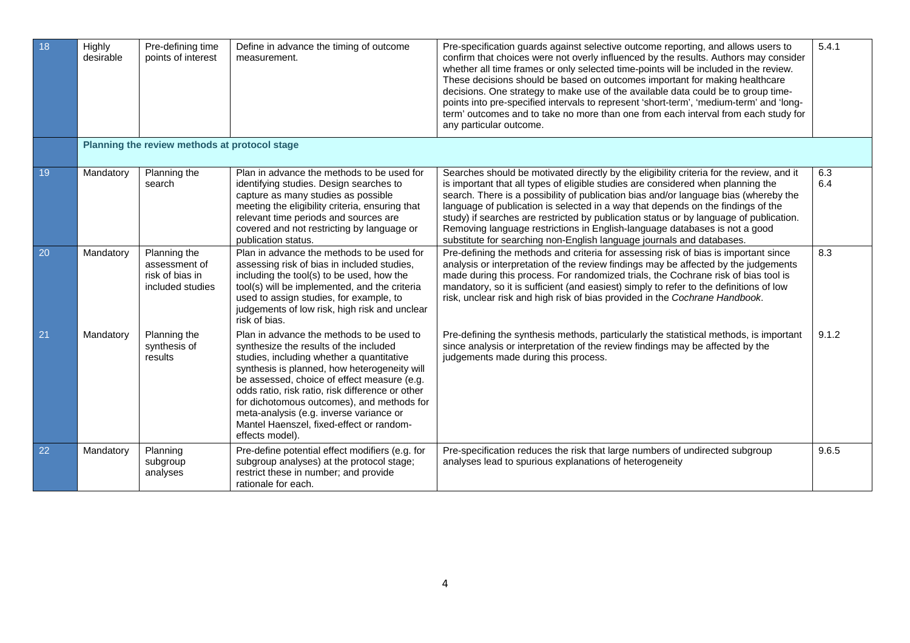| | | | | | |
|---|---|---|---|---|---|
| 18 | Highly desirable | Pre-defining time points of interest | Define in advance the timing of outcome measurement. | Pre-specification guards against selective outcome reporting, and allows users to confirm that choices were not overly influenced by the results. Authors may consider whether all time frames or only selected time-points will be included in the review. These decisions should be based on outcomes important for making healthcare decisions. One strategy to make use of the available data could be to group time-points into pre-specified intervals to represent 'short-term', 'medium-term' and 'long-term' outcomes and to take no more than one from each interval from each study for any particular outcome. | 5.4.1 |
| | **Planning the review methods at protocol stage** | | | | |
| 19 | Mandatory | Planning the search | Plan in advance the methods to be used for identifying studies. Design searches to capture as many studies as possible meeting the eligibility criteria, ensuring that relevant time periods and sources are covered and not restricting by language or publication status. | Searches should be motivated directly by the eligibility criteria for the review, and it is important that all types of eligible studies are considered when planning the search. There is a possibility of publication bias and/or language bias (whereby the language of publication is selected in a way that depends on the findings of the study) if searches are restricted by publication status or by language of publication. Removing language restrictions in English-language databases is not a good substitute for searching non-English language journals and databases. | 6.3 6.4 |
| 20 | Mandatory | Planning the assessment of risk of bias in included studies | Plan in advance the methods to be used for assessing risk of bias in included studies, including the tool(s) to be used, how the tool(s) will be implemented, and the criteria used to assign studies, for example, to judgements of low risk, high risk and unclear risk of bias. | Pre-defining the methods and criteria for assessing risk of bias is important since analysis or interpretation of the review findings may be affected by the judgements made during this process. For randomized trials, the Cochrane risk of bias tool is mandatory, so it is sufficient (and easiest) simply to refer to the definitions of low risk, unclear risk and high risk of bias provided in the *Cochrane Handbook*. | 8.3 |
| 21 | Mandatory | Planning the synthesis of results | Plan in advance the methods to be used to synthesize the results of the included studies, including whether a quantitative synthesis is planned, how heterogeneity will be assessed, choice of effect measure (e.g. odds ratio, risk ratio, risk difference or other for dichotomous outcomes), and methods for meta-analysis (e.g. inverse variance or Mantel Haenszel, fixed-effect or random-effects model). | Pre-defining the synthesis methods, particularly the statistical methods, is important since analysis or interpretation of the review findings may be affected by the judgements made during this process. | 9.1.2 |
| 22 | Mandatory | Planning subgroup analyses | Pre-define potential effect modifiers (e.g. for subgroup analyses) at the protocol stage; restrict these in number; and provide rationale for each. | Pre-specification reduces the risk that large numbers of undirected subgroup analyses lead to spurious explanations of heterogeneity | 9.6.5 |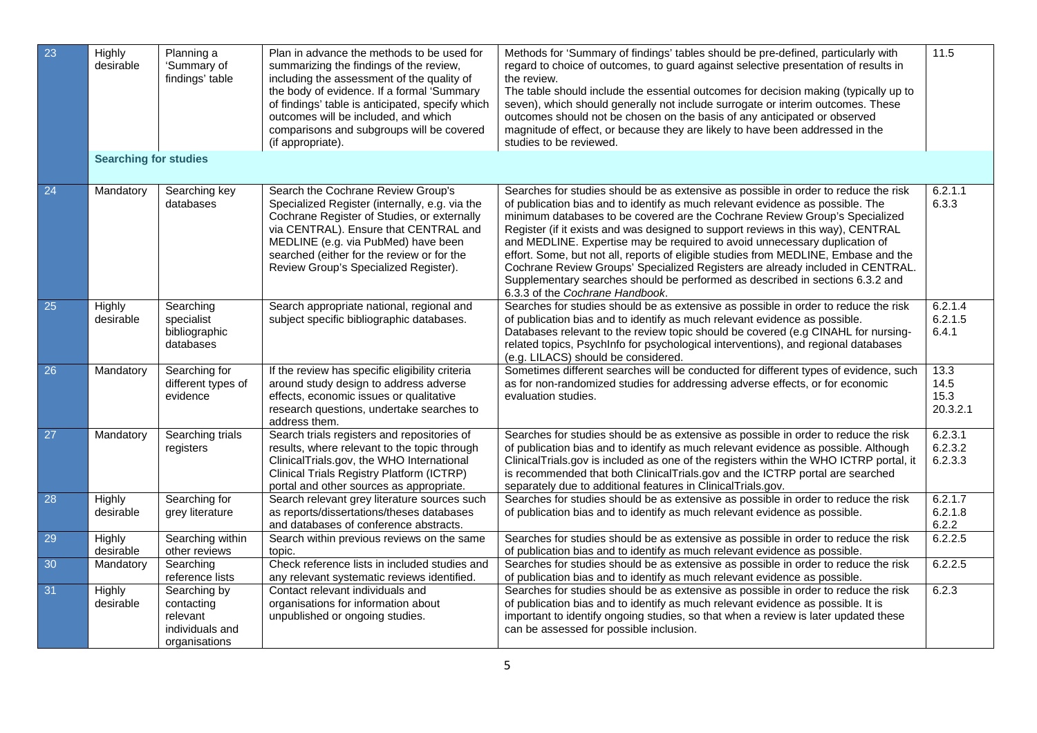| | | | | | |
|---|---|---|---|---|---|
| 23 | Highly desirable | Planning a 'Summary of findings' table | Plan in advance the methods to be used for summarizing the findings of the review, including the assessment of the quality of the body of evidence. If a formal 'Summary of findings' table is anticipated, specify which outcomes will be included, and which comparisons and subgroups will be covered (if appropriate). | Methods for 'Summary of findings' tables should be pre-defined, particularly with regard to choice of outcomes, to guard against selective presentation of results in the review. The table should include the essential outcomes for decision making (typically up to seven), which should generally not include surrogate or interim outcomes. These outcomes should not be chosen on the basis of any anticipated or observed magnitude of effect, or because they are likely to have been addressed in the studies to be reviewed. | 11.5 |
| | **Searching for studies** | | | | |
| 24 | Mandatory | Searching key databases | Search the Cochrane Review Group's Specialized Register (internally, e.g. via the Cochrane Register of Studies, or externally via CENTRAL). Ensure that CENTRAL and MEDLINE (e.g. via PubMed) have been searched (either for the review or for the Review Group's Specialized Register). | Searches for studies should be as extensive as possible in order to reduce the risk of publication bias and to identify as much relevant evidence as possible. The minimum databases to be covered are the Cochrane Review Group's Specialized Register (if it exists and was designed to support reviews in this way), CENTRAL and MEDLINE. Expertise may be required to avoid unnecessary duplication of effort. Some, but not all, reports of eligible studies from MEDLINE, Embase and the Cochrane Review Groups' Specialized Registers are already included in CENTRAL. Supplementary searches should be performed as described in sections 6.3.2 and 6.3.3 of the *Cochrane Handbook*. | 6.2.1.1 6.3.3 |
| 25 | Highly desirable | Searching specialist bibliographic databases | Search appropriate national, regional and subject specific bibliographic databases. | Searches for studies should be as extensive as possible in order to reduce the risk of publication bias and to identify as much relevant evidence as possible. Databases relevant to the review topic should be covered (e.g CINAHL for nursing-related topics, PsychInfo for psychological interventions), and regional databases (e.g. LILACS) should be considered. | 6.2.1.4 6.2.1.5 6.4.1 |
| 26 | Mandatory | Searching for different types of evidence | If the review has specific eligibility criteria around study design to address adverse effects, economic issues or qualitative research questions, undertake searches to address them. | Sometimes different searches will be conducted for different types of evidence, such as for non-randomized studies for addressing adverse effects, or for economic evaluation studies. | 13.3 14.5 15.3 20.3.2.1 |
| 27 | Mandatory | Searching trials registers | Search trials registers and repositories of results, where relevant to the topic through ClinicalTrials.gov, the WHO International Clinical Trials Registry Platform (ICTRP) portal and other sources as appropriate. | Searches for studies should be as extensive as possible in order to reduce the risk of publication bias and to identify as much relevant evidence as possible. Although ClinicalTrials.gov is included as one of the registers within the WHO ICTRP portal, it is recommended that both ClinicalTrials.gov and the ICTRP portal are searched separately due to additional features in ClinicalTrials.gov. | 6.2.3.1 6.2.3.2 6.2.3.3 |
| 28 | Highly desirable | Searching for grey literature | Search relevant grey literature sources such as reports/dissertations/theses databases and databases of conference abstracts. | Searches for studies should be as extensive as possible in order to reduce the risk of publication bias and to identify as much relevant evidence as possible. | 6.2.1.7 6.2.1.8 6.2.2 |
| 29 | Highly desirable | Searching within other reviews | Search within previous reviews on the same topic. | Searches for studies should be as extensive as possible in order to reduce the risk of publication bias and to identify as much relevant evidence as possible. | 6.2.2.5 |
| 30 | Mandatory | Searching reference lists | Check reference lists in included studies and any relevant systematic reviews identified. | Searches for studies should be as extensive as possible in order to reduce the risk of publication bias and to identify as much relevant evidence as possible. | 6.2.2.5 |
| 31 | Highly desirable | Searching by contacting relevant individuals and organisations | Contact relevant individuals and organisations for information about unpublished or ongoing studies. | Searches for studies should be as extensive as possible in order to reduce the risk of publication bias and to identify as much relevant evidence as possible. It is important to identify ongoing studies, so that when a review is later updated these can be assessed for possible inclusion. | 6.2.3 |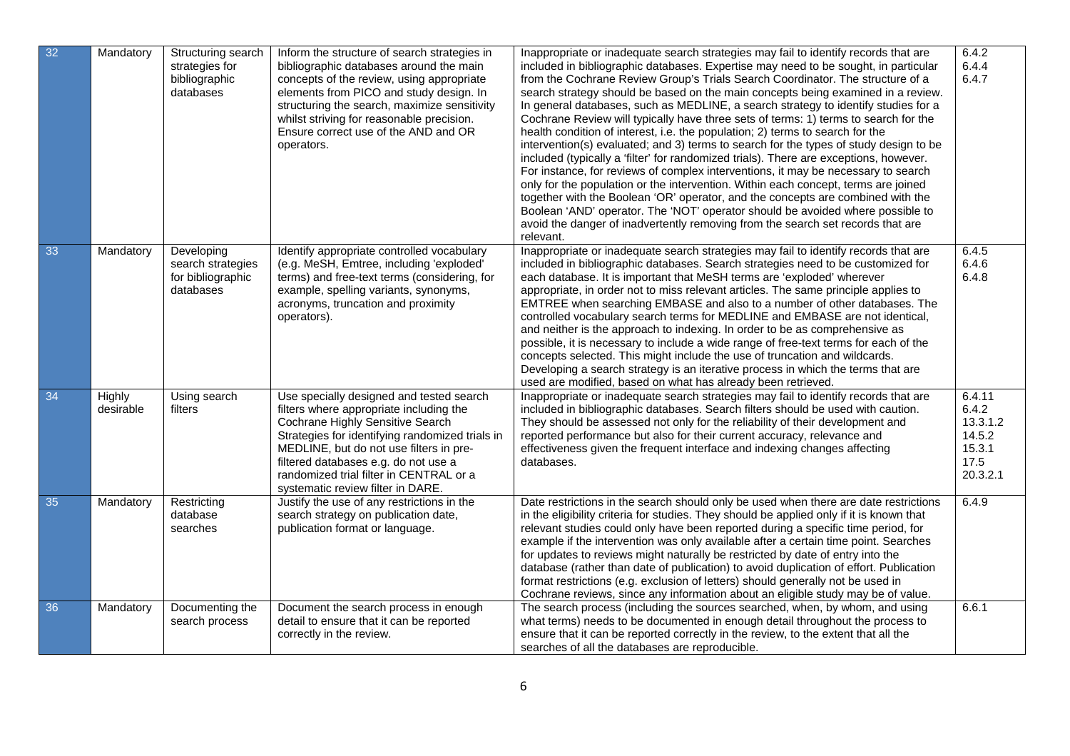| 32 | Mandatory | Structuring search strategies for bibliographic databases | Inform the structure of search strategies in bibliographic databases around the main concepts of the review, using appropriate elements from PICO and study design. In structuring the search, maximize sensitivity whilst striving for reasonable precision. Ensure correct use of the AND and OR operators. | Inappropriate or inadequate search strategies may fail to identify records that are included in bibliographic databases. Expertise may need to be sought, in particular from the Cochrane Review Group's Trials Search Coordinator. The structure of a search strategy should be based on the main concepts being examined in a review. In general databases, such as MEDLINE, a search strategy to identify studies for a Cochrane Review will typically have three sets of terms: 1) terms to search for the health condition of interest, i.e. the population; 2) terms to search for the intervention(s) evaluated; and 3) terms to search for the types of study design to be included (typically a 'filter' for randomized trials). There are exceptions, however. For instance, for reviews of complex interventions, it may be necessary to search only for the population or the intervention. Within each concept, terms are joined together with the Boolean 'OR' operator, and the concepts are combined with the Boolean 'AND' operator. The 'NOT' operator should be avoided where possible to avoid the danger of inadvertently removing from the search set records that are relevant. | 6.4.2<br>6.4.4<br>6.4.7 |
|---|---|---|---|---|---|
| 33 | Mandatory | Developing search strategies for bibliographic databases | Identify appropriate controlled vocabulary (e.g. MeSH, Emtree, including 'exploded' terms) and free-text terms (considering, for example, spelling variants, synonyms, acronyms, truncation and proximity operators). | Inappropriate or inadequate search strategies may fail to identify records that are included in bibliographic databases. Search strategies need to be customized for each database. It is important that MeSH terms are 'exploded' wherever appropriate, in order not to miss relevant articles. The same principle applies to EMTREE when searching EMBASE and also to a number of other databases. The controlled vocabulary search terms for MEDLINE and EMBASE are not identical, and neither is the approach to indexing. In order to be as comprehensive as possible, it is necessary to include a wide range of free-text terms for each of the concepts selected. This might include the use of truncation and wildcards. Developing a search strategy is an iterative process in which the terms that are used are modified, based on what has already been retrieved. | 6.4.5<br>6.4.6<br>6.4.8 |
| 34 | Highly desirable | Using search filters | Use specially designed and tested search filters where appropriate including the Cochrane Highly Sensitive Search Strategies for identifying randomized trials in MEDLINE, but do not use filters in pre-filtered databases e.g. do not use a randomized trial filter in CENTRAL or a systematic review filter in DARE. | Inappropriate or inadequate search strategies may fail to identify records that are included in bibliographic databases. Search filters should be used with caution. They should be assessed not only for the reliability of their development and reported performance but also for their current accuracy, relevance and effectiveness given the frequent interface and indexing changes affecting databases. | 6.4.11<br>6.4.2<br>13.3.1.2<br>14.5.2<br>15.3.1<br>17.5<br>20.3.2.1 |
| 35 | Mandatory | Restricting database searches | Justify the use of any restrictions in the search strategy on publication date, publication format or language. | Date restrictions in the search should only be used when there are date restrictions in the eligibility criteria for studies. They should be applied only if it is known that relevant studies could only have been reported during a specific time period, for example if the intervention was only available after a certain time point. Searches for updates to reviews might naturally be restricted by date of entry into the database (rather than date of publication) to avoid duplication of effort. Publication format restrictions (e.g. exclusion of letters) should generally not be used in Cochrane reviews, since any information about an eligible study may be of value. | 6.4.9 |
| 36 | Mandatory | Documenting the search process | Document the search process in enough detail to ensure that it can be reported correctly in the review. | The search process (including the sources searched, when, by whom, and using what terms) needs to be documented in enough detail throughout the process to ensure that it can be reported correctly in the review, to the extent that all the searches of all the databases are reproducible. | 6.6.1 |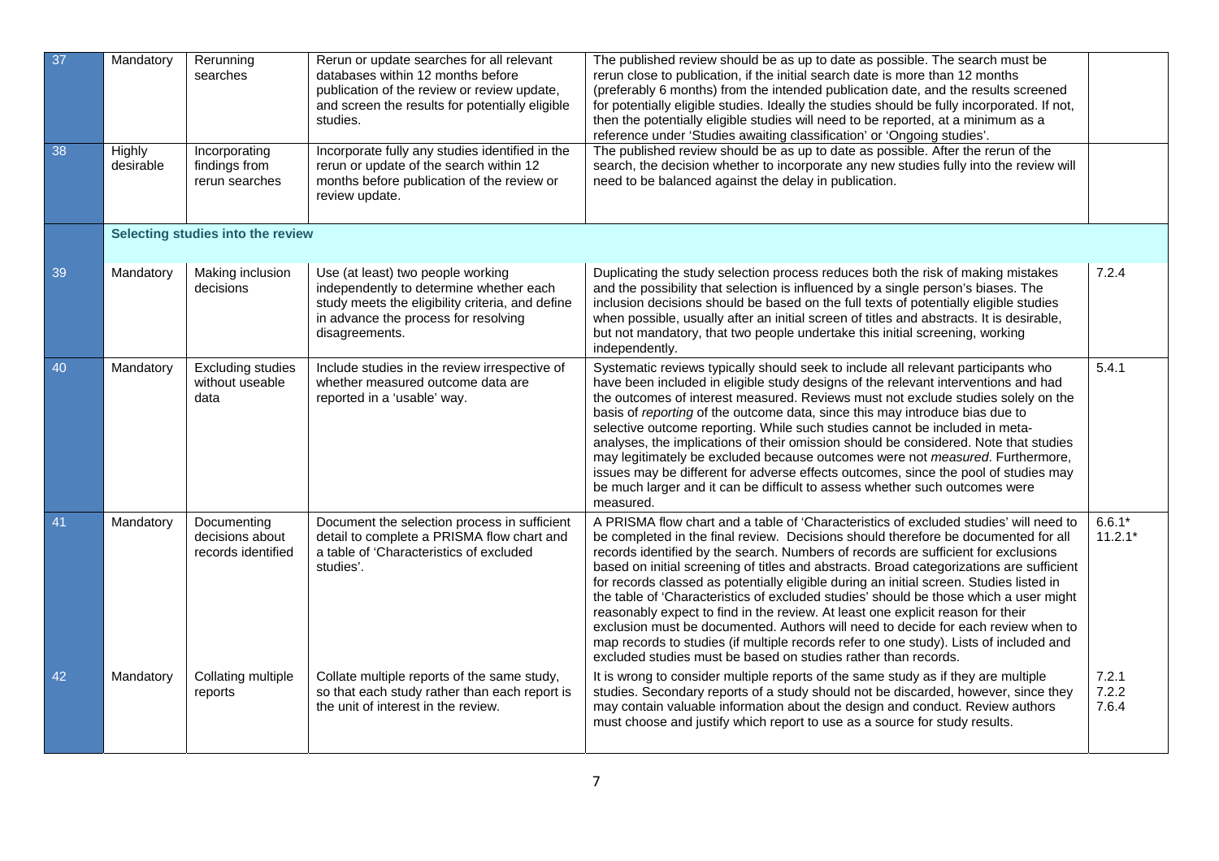| | | | | | |
|---|---|---|---|---|---|
| 37 | Mandatory | Rerunning searches | Rerun or update searches for all relevant databases within 12 months before publication of the review or review update, and screen the results for potentially eligible studies. | The published review should be as up to date as possible. The search must be rerun close to publication, if the initial search date is more than 12 months (preferably 6 months) from the intended publication date, and the results screened for potentially eligible studies. Ideally the studies should be fully incorporated. If not, then the potentially eligible studies will need to be reported, at a minimum as a reference under 'Studies awaiting classification' or 'Ongoing studies'. | |
| 38 | Highly desirable | Incorporating findings from rerun searches | Incorporate fully any studies identified in the rerun or update of the search within 12 months before publication of the review or review update. | The published review should be as up to date as possible. After the rerun of the search, the decision whether to incorporate any new studies fully into the review will need to be balanced against the delay in publication. | |
| | **Selecting studies into the review** | | | | |
| 39 | Mandatory | Making inclusion decisions | Use (at least) two people working independently to determine whether each study meets the eligibility criteria, and define in advance the process for resolving disagreements. | Duplicating the study selection process reduces both the risk of making mistakes and the possibility that selection is influenced by a single person's biases. The inclusion decisions should be based on the full texts of potentially eligible studies when possible, usually after an initial screen of titles and abstracts. It is desirable, but not mandatory, that two people undertake this initial screening, working independently. | 7.2.4 |
| 40 | Mandatory | Excluding studies without useable data | Include studies in the review irrespective of whether measured outcome data are reported in a 'usable' way. | Systematic reviews typically should seek to include all relevant participants who have been included in eligible study designs of the relevant interventions and had the outcomes of interest measured. Reviews must not exclude studies solely on the basis of *reporting* of the outcome data, since this may introduce bias due to selective outcome reporting. While such studies cannot be included in meta-analyses, the implications of their omission should be considered. Note that studies may legitimately be excluded because outcomes were not *measured*. Furthermore, issues may be different for adverse effects outcomes, since the pool of studies may be much larger and it can be difficult to assess whether such outcomes were measured. | 5.4.1 |
| 41 | Mandatory | Documenting decisions about records identified | Document the selection process in sufficient detail to complete a PRISMA flow chart and a table of 'Characteristics of excluded studies'. | A PRISMA flow chart and a table of 'Characteristics of excluded studies' will need to be completed in the final review. Decisions should therefore be documented for all records identified by the search. Numbers of records are sufficient for exclusions based on initial screening of titles and abstracts. Broad categorizations are sufficient for records classed as potentially eligible during an initial screen. Studies listed in the table of 'Characteristics of excluded studies' should be those which a user might reasonably expect to find in the review. At least one explicit reason for their exclusion must be documented. Authors will need to decide for each review when to map records to studies (if multiple records refer to one study). Lists of included and excluded studies must be based on studies rather than records. | 6.6.1* 11.2.1* |
| 42 | Mandatory | Collating multiple reports | Collate multiple reports of the same study, so that each study rather than each report is the unit of interest in the review. | It is wrong to consider multiple reports of the same study as if they are multiple studies. Secondary reports of a study should not be discarded, however, since they may contain valuable information about the design and conduct. Review authors must choose and justify which report to use as a source for study results. | 7.2.1 7.2.2 7.6.4 |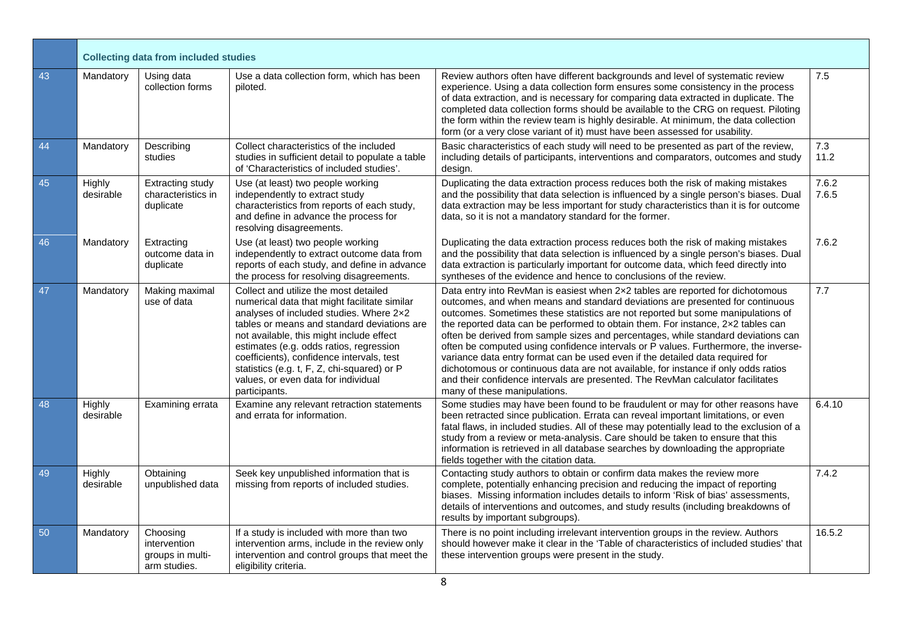| | | | | | |
|---|---|---|---|---|---|
| | **Collecting data from included studies** | | | | |
| 43 | Mandatory | Using data collection forms | Use a data collection form, which has been piloted. | Review authors often have different backgrounds and level of systematic review experience. Using a data collection form ensures some consistency in the process of data extraction, and is necessary for comparing data extracted in duplicate. The completed data collection forms should be available to the CRG on request. Piloting the form within the review team is highly desirable. At minimum, the data collection form (or a very close variant of it) must have been assessed for usability. | 7.5 |
| 44 | Mandatory | Describing studies | Collect characteristics of the included studies in sufficient detail to populate a table of 'Characteristics of included studies'. | Basic characteristics of each study will need to be presented as part of the review, including details of participants, interventions and comparators, outcomes and study design. | 7.3 11.2 |
| 45 | Highly desirable | Extracting study characteristics in duplicate | Use (at least) two people working independently to extract study characteristics from reports of each study, and define in advance the process for resolving disagreements. | Duplicating the data extraction process reduces both the risk of making mistakes and the possibility that data selection is influenced by a single person's biases. Dual data extraction may be less important for study characteristics than it is for outcome data, so it is not a mandatory standard for the former. | 7.6.2 7.6.5 |
| 46 | Mandatory | Extracting outcome data in duplicate | Use (at least) two people working independently to extract outcome data from reports of each study, and define in advance the process for resolving disagreements. | Duplicating the data extraction process reduces both the risk of making mistakes and the possibility that data selection is influenced by a single person's biases. Dual data extraction is particularly important for outcome data, which feed directly into syntheses of the evidence and hence to conclusions of the review. | 7.6.2 |
| 47 | Mandatory | Making maximal use of data | Collect and utilize the most detailed numerical data that might facilitate similar analyses of included studies. Where 2×2 tables or means and standard deviations are not available, this might include effect estimates (e.g. odds ratios, regression coefficients), confidence intervals, test statistics (e.g. t, F, Z, chi-squared) or P values, or even data for individual participants. | Data entry into RevMan is easiest when 2×2 tables are reported for dichotomous outcomes, and when means and standard deviations are presented for continuous outcomes. Sometimes these statistics are not reported but some manipulations of the reported data can be performed to obtain them. For instance, 2×2 tables can often be derived from sample sizes and percentages, while standard deviations can often be computed using confidence intervals or P values. Furthermore, the inverse-variance data entry format can be used even if the detailed data required for dichotomous or continuous data are not available, for instance if only odds ratios and their confidence intervals are presented. The RevMan calculator facilitates many of these manipulations. | 7.7 |
| 48 | Highly desirable | Examining errata | Examine any relevant retraction statements and errata for information. | Some studies may have been found to be fraudulent or may for other reasons have been retracted since publication. Errata can reveal important limitations, or even fatal flaws, in included studies. All of these may potentially lead to the exclusion of a study from a review or meta-analysis. Care should be taken to ensure that this information is retrieved in all database searches by downloading the appropriate fields together with the citation data. | 6.4.10 |
| 49 | Highly desirable | Obtaining unpublished data | Seek key unpublished information that is missing from reports of included studies. | Contacting study authors to obtain or confirm data makes the review more complete, potentially enhancing precision and reducing the impact of reporting biases. Missing information includes details to inform 'Risk of bias' assessments, details of interventions and outcomes, and study results (including breakdowns of results by important subgroups). | 7.4.2 |
| 50 | Mandatory | Choosing intervention groups in multi-arm studies. | If a study is included with more than two intervention arms, include in the review only intervention and control groups that meet the eligibility criteria. | There is no point including irrelevant intervention groups in the review. Authors should however make it clear in the 'Table of characteristics of included studies' that these intervention groups were present in the study. | 16.5.2 |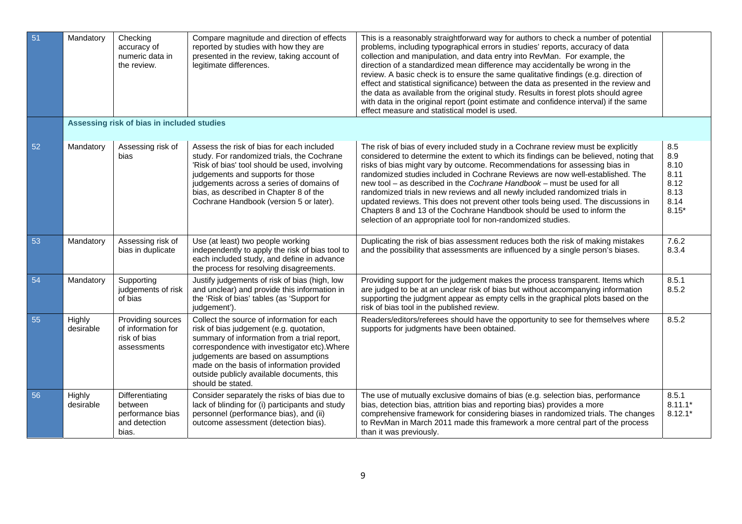| | | | | | |
|---|---|---|---|---|---|
| 51 | Mandatory | Checking accuracy of numeric data in the review. | Compare magnitude and direction of effects reported by studies with how they are presented in the review, taking account of legitimate differences. | This is a reasonably straightforward way for authors to check a number of potential problems, including typographical errors in studies' reports, accuracy of data collection and manipulation, and data entry into RevMan. For example, the direction of a standardized mean difference may accidentally be wrong in the review. A basic check is to ensure the same qualitative findings (e.g. direction of effect and statistical significance) between the data as presented in the review and the data as available from the original study. Results in forest plots should agree with data in the original report (point estimate and confidence interval) if the same effect measure and statistical model is used. | |
| | **Assessing risk of bias in included studies** | | | | |
| 52 | Mandatory | Assessing risk of bias | Assess the risk of bias for each included study. For randomized trials, the Cochrane 'Risk of bias' tool should be used, involving judgements and supports for those judgements across a series of domains of bias, as described in Chapter 8 of the Cochrane Handbook (version 5 or later). | The risk of bias of every included study in a Cochrane review must be explicitly considered to determine the extent to which its findings can be believed, noting that risks of bias might vary by outcome. Recommendations for assessing bias in randomized studies included in Cochrane Reviews are now well-established. The new tool – as described in the *Cochrane Handbook* – must be used for all randomized trials in new reviews and all newly included randomized trials in updated reviews. This does not prevent other tools being used. The discussions in Chapters 8 and 13 of the Cochrane Handbook should be used to inform the selection of an appropriate tool for non-randomized studies. | 8.5<br>8.9<br>8.10<br>8.11<br>8.12<br>8.13<br>8.14<br>8.15* |
| 53 | Mandatory | Assessing risk of bias in duplicate | Use (at least) two people working independently to apply the risk of bias tool to each included study, and define in advance the process for resolving disagreements. | Duplicating the risk of bias assessment reduces both the risk of making mistakes and the possibility that assessments are influenced by a single person's biases. | 7.6.2<br>8.3.4 |
| 54 | Mandatory | Supporting judgements of risk of bias | Justify judgements of risk of bias (high, low and unclear) and provide this information in the 'Risk of bias' tables (as 'Support for judgement'). | Providing support for the judgement makes the process transparent. Items which are judged to be at an unclear risk of bias but without accompanying information supporting the judgment appear as empty cells in the graphical plots based on the risk of bias tool in the published review. | 8.5.1<br>8.5.2 |
| 55 | Highly desirable | Providing sources of information for risk of bias assessments | Collect the source of information for each risk of bias judgement (e.g. quotation, summary of information from a trial report, correspondence with investigator etc).Where judgements are based on assumptions made on the basis of information provided outside publicly available documents, this should be stated. | Readers/editors/referees should have the opportunity to see for themselves where supports for judgments have been obtained. | 8.5.2 |
| 56 | Highly desirable | Differentiating between performance bias and detection bias. | Consider separately the risks of bias due to lack of blinding for (i) participants and study personnel (performance bias), and (ii) outcome assessment (detection bias). | The use of mutually exclusive domains of bias (e.g. selection bias, performance bias, detection bias, attrition bias and reporting bias) provides a more comprehensive framework for considering biases in randomized trials. The changes to RevMan in March 2011 made this framework a more central part of the process than it was previously. | 8.5.1<br>8.11.1*<br>8.12.1* |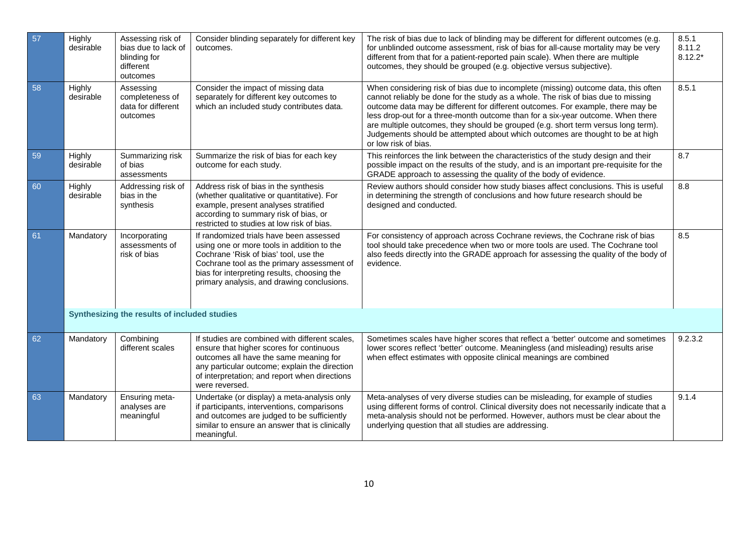| | | | | | |
|---|---|---|---|---|---|
| 57 | Highly desirable | Assessing risk of bias due to lack of blinding for different outcomes | Consider blinding separately for different key outcomes. | The risk of bias due to lack of blinding may be different for different outcomes (e.g. for unblinded outcome assessment, risk of bias for all-cause mortality may be very different from that for a patient-reported pain scale). When there are multiple outcomes, they should be grouped (e.g. objective versus subjective). | 8.5.1 8.11.2 8.12.2* |
| 58 | Highly desirable | Assessing completeness of data for different outcomes | Consider the impact of missing data separately for different key outcomes to which an included study contributes data. | When considering risk of bias due to incomplete (missing) outcome data, this often cannot reliably be done for the study as a whole. The risk of bias due to missing outcome data may be different for different outcomes. For example, there may be less drop-out for a three-month outcome than for a six-year outcome. When there are multiple outcomes, they should be grouped (e.g. short term versus long term). Judgements should be attempted about which outcomes are thought to be at high or low risk of bias. | 8.5.1 |
| 59 | Highly desirable | Summarizing risk of bias assessments | Summarize the risk of bias for each key outcome for each study. | This reinforces the link between the characteristics of the study design and their possible impact on the results of the study, and is an important pre-requisite for the GRADE approach to assessing the quality of the body of evidence. | 8.7 |
| 60 | Highly desirable | Addressing risk of bias in the synthesis | Address risk of bias in the synthesis (whether qualitative or quantitative). For example, present analyses stratified according to summary risk of bias, or restricted to studies at low risk of bias. | Review authors should consider how study biases affect conclusions. This is useful in determining the strength of conclusions and how future research should be designed and conducted. | 8.8 |
| 61 | Mandatory | Incorporating assessments of risk of bias | If randomized trials have been assessed using one or more tools in addition to the Cochrane 'Risk of bias' tool, use the Cochrane tool as the primary assessment of bias for interpreting results, choosing the primary analysis, and drawing conclusions. | For consistency of approach across Cochrane reviews, the Cochrane risk of bias tool should take precedence when two or more tools are used. The Cochrane tool also feeds directly into the GRADE approach for assessing the quality of the body of evidence. | 8.5 |
| | **Synthesizing the results of included studies** | | | | |
| 62 | Mandatory | Combining different scales | If studies are combined with different scales, ensure that higher scores for continuous outcomes all have the same meaning for any particular outcome; explain the direction of interpretation; and report when directions were reversed. | Sometimes scales have higher scores that reflect a 'better' outcome and sometimes lower scores reflect 'better' outcome. Meaningless (and misleading) results arise when effect estimates with opposite clinical meanings are combined | 9.2.3.2 |
| 63 | Mandatory | Ensuring meta-analyses are meaningful | Undertake (or display) a meta-analysis only if participants, interventions, comparisons and outcomes are judged to be sufficiently similar to ensure an answer that is clinically meaningful. | Meta-analyses of very diverse studies can be misleading, for example of studies using different forms of control. Clinical diversity does not necessarily indicate that a meta-analysis should not be performed. However, authors must be clear about the underlying question that all studies are addressing. | 9.1.4 |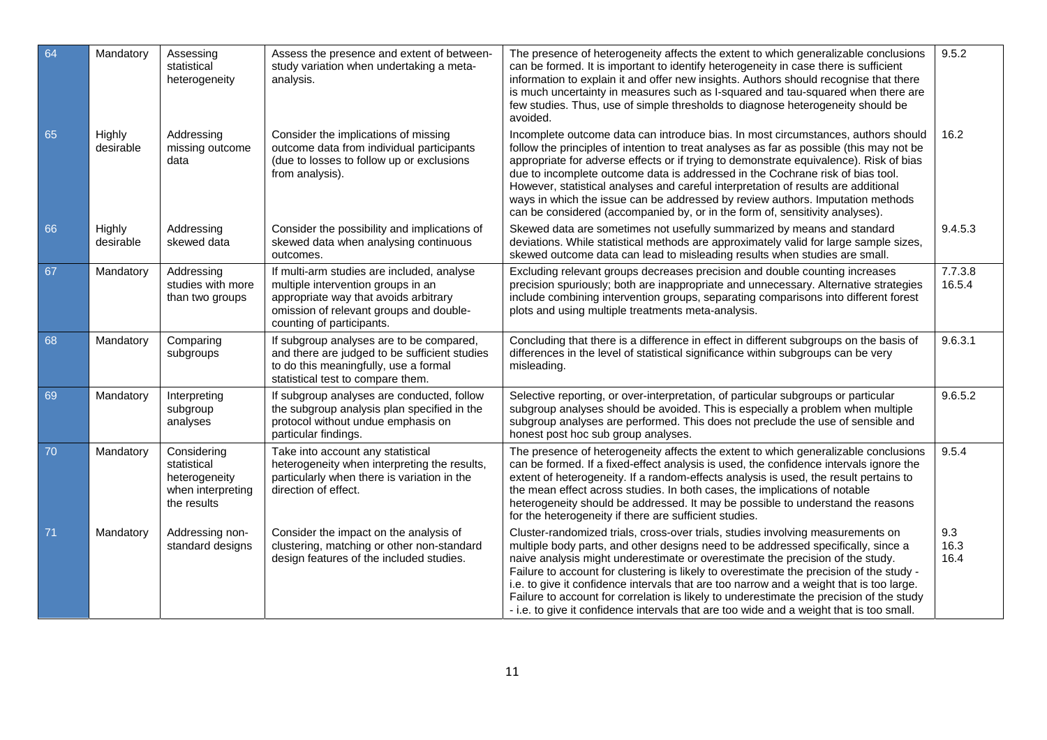| | | | | | |
|---|---|---|---|---|---|
| 64 | Mandatory | Assessing statistical heterogeneity | Assess the presence and extent of between-study variation when undertaking a meta-analysis. | The presence of heterogeneity affects the extent to which generalizable conclusions can be formed. It is important to identify heterogeneity in case there is sufficient information to explain it and offer new insights. Authors should recognise that there is much uncertainty in measures such as I-squared and tau-squared when there are few studies. Thus, use of simple thresholds to diagnose heterogeneity should be avoided. | 9.5.2 |
| 65 | Highly desirable | Addressing missing outcome data | Consider the implications of missing outcome data from individual participants (due to losses to follow up or exclusions from analysis). | Incomplete outcome data can introduce bias. In most circumstances, authors should follow the principles of intention to treat analyses as far as possible (this may not be appropriate for adverse effects or if trying to demonstrate equivalence). Risk of bias due to incomplete outcome data is addressed in the Cochrane risk of bias tool. However, statistical analyses and careful interpretation of results are additional ways in which the issue can be addressed by review authors. Imputation methods can be considered (accompanied by, or in the form of, sensitivity analyses). | 16.2 |
| 66 | Highly desirable | Addressing skewed data | Consider the possibility and implications of skewed data when analysing continuous outcomes. | Skewed data are sometimes not usefully summarized by means and standard deviations. While statistical methods are approximately valid for large sample sizes, skewed outcome data can lead to misleading results when studies are small. | 9.4.5.3 |
| 67 | Mandatory | Addressing studies with more than two groups | If multi-arm studies are included, analyse multiple intervention groups in an appropriate way that avoids arbitrary omission of relevant groups and double-counting of participants. | Excluding relevant groups decreases precision and double counting increases precision spuriously; both are inappropriate and unnecessary. Alternative strategies include combining intervention groups, separating comparisons into different forest plots and using multiple treatments meta-analysis. | 7.7.3.8<br>16.5.4 |
| 68 | Mandatory | Comparing subgroups | If subgroup analyses are to be compared, and there are judged to be sufficient studies to do this meaningfully, use a formal statistical test to compare them. | Concluding that there is a difference in effect in different subgroups on the basis of differences in the level of statistical significance within subgroups can be very misleading. | 9.6.3.1 |
| 69 | Mandatory | Interpreting subgroup analyses | If subgroup analyses are conducted, follow the subgroup analysis plan specified in the protocol without undue emphasis on particular findings. | Selective reporting, or over-interpretation, of particular subgroups or particular subgroup analyses should be avoided. This is especially a problem when multiple subgroup analyses are performed. This does not preclude the use of sensible and honest post hoc sub group analyses. | 9.6.5.2 |
| 70 | Mandatory | Considering statistical heterogeneity when interpreting the results | Take into account any statistical heterogeneity when interpreting the results, particularly when there is variation in the direction of effect. | The presence of heterogeneity affects the extent to which generalizable conclusions can be formed. If a fixed-effect analysis is used, the confidence intervals ignore the extent of heterogeneity. If a random-effects analysis is used, the result pertains to the mean effect across studies. In both cases, the implications of notable heterogeneity should be addressed. It may be possible to understand the reasons for the heterogeneity if there are sufficient studies. | 9.5.4 |
| 71 | Mandatory | Addressing non-standard designs | Consider the impact on the analysis of clustering, matching or other non-standard design features of the included studies. | Cluster-randomized trials, cross-over trials, studies involving measurements on multiple body parts, and other designs need to be addressed specifically, since a naive analysis might underestimate or overestimate the precision of the study. Failure to account for clustering is likely to overestimate the precision of the study - i.e. to give it confidence intervals that are too narrow and a weight that is too large. Failure to account for correlation is likely to underestimate the precision of the study - i.e. to give it confidence intervals that are too wide and a weight that is too small. | 9.3<br>16.3<br>16.4 |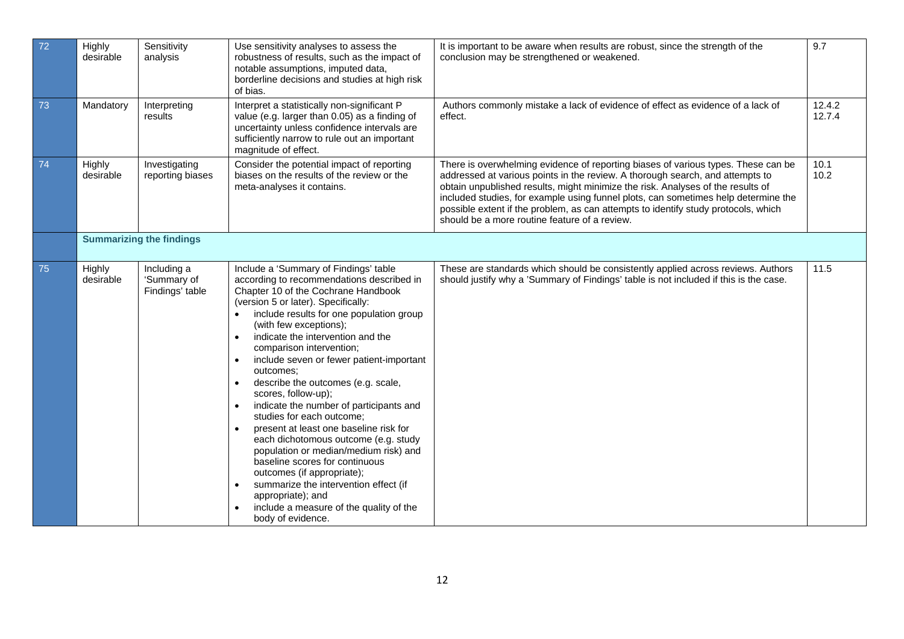| | | | | | |
|---|---|---|---|---|---|
| 72 | Highly desirable | Sensitivity analysis | Use sensitivity analyses to assess the robustness of results, such as the impact of notable assumptions, imputed data, borderline decisions and studies at high risk of bias. | It is important to be aware when results are robust, since the strength of the conclusion may be strengthened or weakened. | 9.7 |
| 73 | Mandatory | Interpreting results | Interpret a statistically non-significant P value (e.g. larger than 0.05) as a finding of uncertainty unless confidence intervals are sufficiently narrow to rule out an important magnitude of effect. | Authors commonly mistake a lack of evidence of effect as evidence of a lack of effect. | 12.4.2 12.7.4 |
| 74 | Highly desirable | Investigating reporting biases | Consider the potential impact of reporting biases on the results of the review or the meta-analyses it contains. | There is overwhelming evidence of reporting biases of various types. These can be addressed at various points in the review. A thorough search, and attempts to obtain unpublished results, might minimize the risk. Analyses of the results of included studies, for example using funnel plots, can sometimes help determine the possible extent if the problem, as can attempts to identify study protocols, which should be a more routine feature of a review. | 10.1 10.2 |
| | **Summarizing the findings** | | | | |
| 75 | Highly desirable | Including a 'Summary of Findings' table | Include a 'Summary of Findings' table according to recommendations described in Chapter 10 of the Cochrane Handbook (version 5 or later). Specifically:<br>• include results for one population group (with few exceptions);<br>• indicate the intervention and the comparison intervention;<br>• include seven or fewer patient-important outcomes;<br>• describe the outcomes (e.g. scale, scores, follow-up);<br>• indicate the number of participants and studies for each outcome;<br>• present at least one baseline risk for each dichotomous outcome (e.g. study population or median/medium risk) and baseline scores for continuous outcomes (if appropriate);<br>• summarize the intervention effect (if appropriate); and<br>• include a measure of the quality of the body of evidence. | These are standards which should be consistently applied across reviews. Authors should justify why a 'Summary of Findings' table is not included if this is the case. | 11.5 |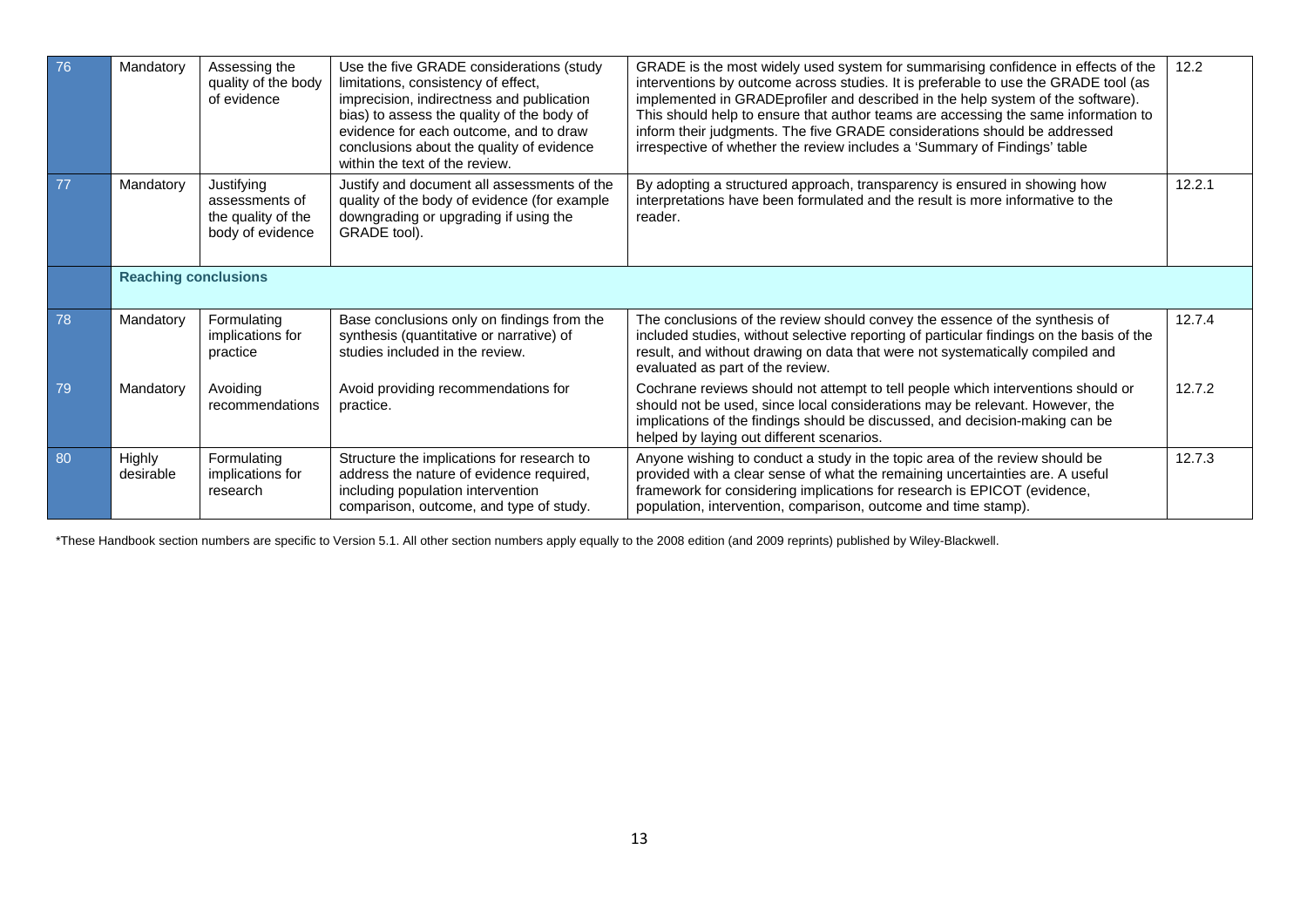| | | | | | |
|---|---|---|---|---|---|
| 76 | Mandatory | Assessing the quality of the body of evidence | Use the five GRADE considerations (study limitations, consistency of effect, imprecision, indirectness and publication bias) to assess the quality of the body of evidence for each outcome, and to draw conclusions about the quality of evidence within the text of the review. | GRADE is the most widely used system for summarising confidence in effects of the interventions by outcome across studies. It is preferable to use the GRADE tool (as implemented in GRADEprofiler and described in the help system of the software). This should help to ensure that author teams are accessing the same information to inform their judgments. The five GRADE considerations should be addressed irrespective of whether the review includes a 'Summary of Findings' table | 12.2 |
| 77 | Mandatory | Justifying assessments of the quality of the body of evidence | Justify and document all assessments of the quality of the body of evidence (for example downgrading or upgrading if using the GRADE tool). | By adopting a structured approach, transparency is ensured in showing how interpretations have been formulated and the result is more informative to the reader. | 12.2.1 |
| | **Reaching conclusions** | | | | |
| 78 | Mandatory | Formulating implications for practice | Base conclusions only on findings from the synthesis (quantitative or narrative) of studies included in the review. | The conclusions of the review should convey the essence of the synthesis of included studies, without selective reporting of particular findings on the basis of the result, and without drawing on data that were not systematically compiled and evaluated as part of the review. | 12.7.4 |
| 79 | Mandatory | Avoiding recommendations | Avoid providing recommendations for practice. | Cochrane reviews should not attempt to tell people which interventions should or should not be used, since local considerations may be relevant. However, the implications of the findings should be discussed, and decision-making can be helped by laying out different scenarios. | 12.7.2 |
| 80 | Highly desirable | Formulating implications for research | Structure the implications for research to address the nature of evidence required, including population intervention comparison, outcome, and type of study. | Anyone wishing to conduct a study in the topic area of the review should be provided with a clear sense of what the remaining uncertainties are. A useful framework for considering implications for research is EPICOT (evidence, population, intervention, comparison, outcome and time stamp). | 12.7.3 |

*These Handbook section numbers are specific to Version 5.1. All other section numbers apply equally to the 2008 edition (and 2009 reprints) published by Wiley-Blackwell.